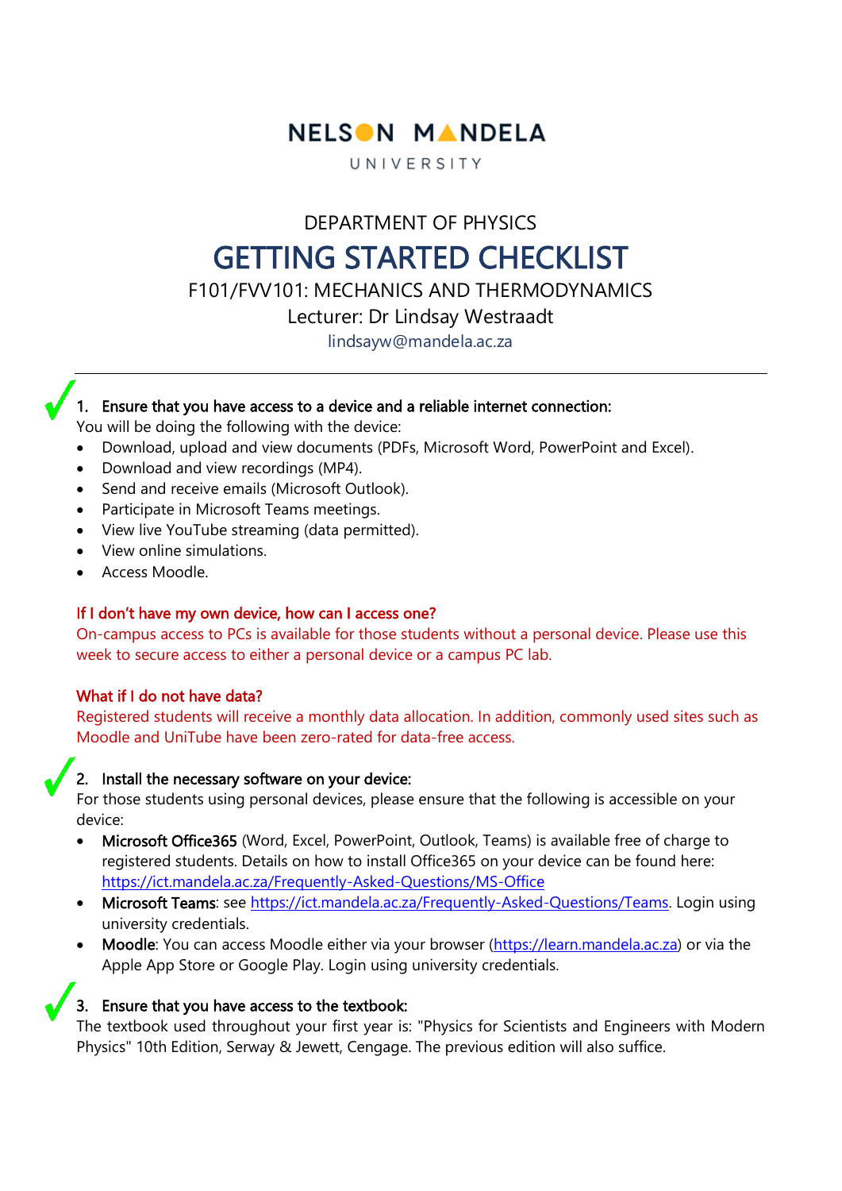NELSON MANDELA

UNIVERSITY

DEPARTMENT OF PHYSICS

# GETTING STARTED CHECKLIST

F101/FVV101: MECHANICS AND THERMODYNAMICS

Lecturer: Dr Lindsay Westraadt

lindsayw@mandela.ac.za

---

## 1. Ensure that you have access to a device and a reliable internet connection:

You will be doing the following with the device:

- Download, upload and view documents (PDFs, Microsoft Word, PowerPoint and Excel).
- Download and view recordings (MP4).
- Send and receive emails (Microsoft Outlook).
- Participate in Microsoft Teams meetings.
- View live YouTube streaming (data permitted).
- View online simulations.
- Access Moodle.

**If I don't have my own device, how can I access one?**

On-campus access to PCs is available for those students without a personal device. Please use this week to secure access to either a personal device or a campus PC lab.

**What if I do not have data?**

Registered students will receive a monthly data allocation. In addition, commonly used sites such as Moodle and UniTube have been zero-rated for data-free access.

## 2. Install the necessary software on your device:

For those students using personal devices, please ensure that the following is accessible on your device:

- **Microsoft Office365** (Word, Excel, PowerPoint, Outlook, Teams) is available free of charge to registered students. Details on how to install Office365 on your device can be found here: https://ict.mandela.ac.za/Frequently-Asked-Questions/MS-Office
- **Microsoft Teams**: see https://ict.mandela.ac.za/Frequently-Asked-Questions/Teams. Login using university credentials.
- **Moodle**: You can access Moodle either via your browser (https://learn.mandela.ac.za) or via the Apple App Store or Google Play. Login using university credentials.

## 3. Ensure that you have access to the textbook:

The textbook used throughout your first year is: "Physics for Scientists and Engineers with Modern Physics" 10th Edition, Serway & Jewett, Cengage. The previous edition will also suffice.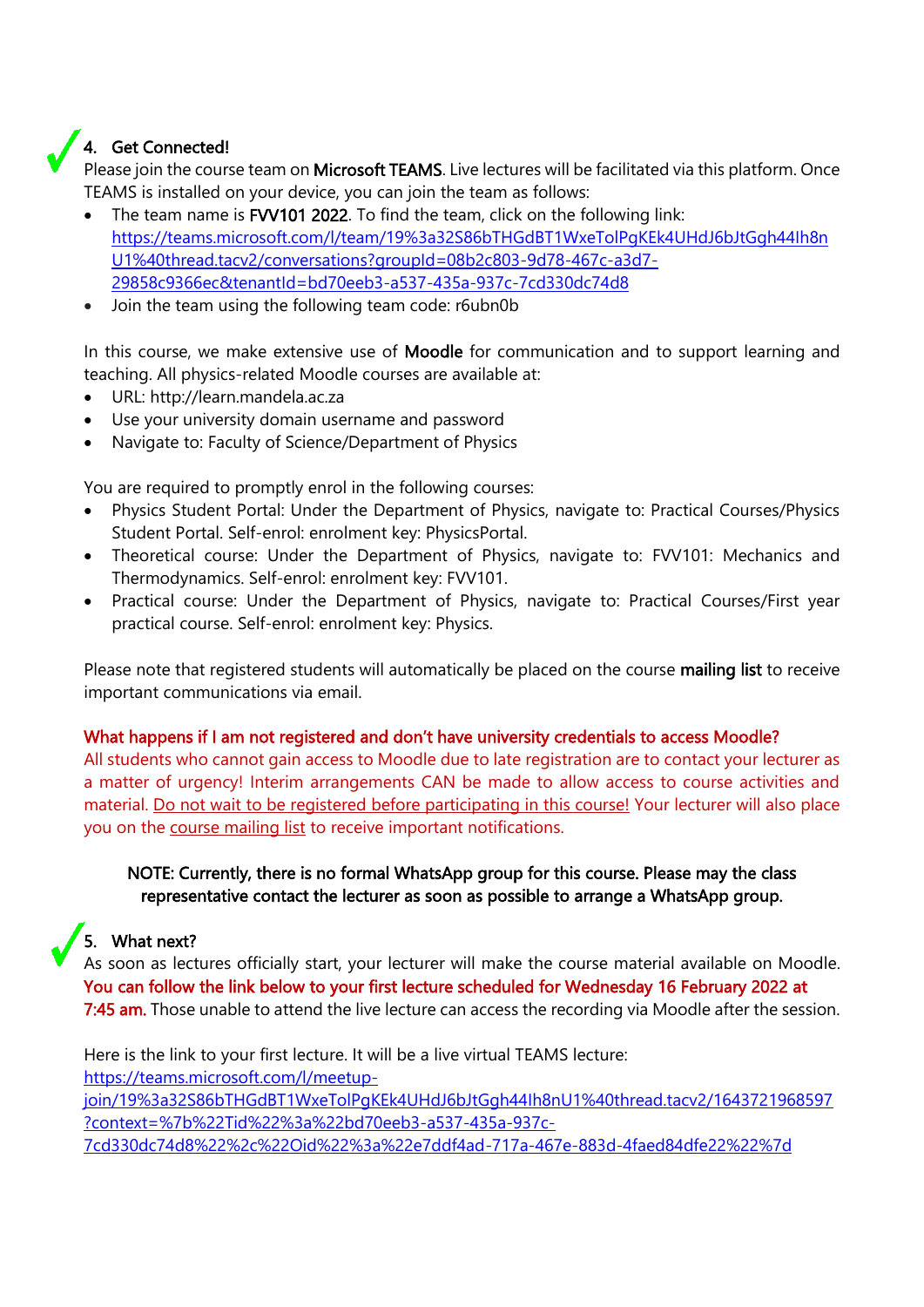## 4. Get Connected!

Please join the course team on **Microsoft TEAMS**. Live lectures will be facilitated via this platform. Once TEAMS is installed on your device, you can join the team as follows:

- The team name is **FVV101 2022**. To find the team, click on the following link: https://teams.microsoft.com/l/team/19%3a32S86bTHGdBT1WxeTolPgKEk4UHdJ6bJtGgh44Ih8nU1%40thread.tacv2/conversations?groupId=08b2c803-9d78-467c-a3d7-29858c9366ec&tenantId=bd70eeb3-a537-435a-937c-7cd330dc74d8
- Join the team using the following team code: r6ubn0b

In this course, we make extensive use of **Moodle** for communication and to support learning and teaching. All physics-related Moodle courses are available at:

- URL: http://learn.mandela.ac.za
- Use your university domain username and password
- Navigate to: Faculty of Science/Department of Physics

You are required to promptly enrol in the following courses:

- Physics Student Portal: Under the Department of Physics, navigate to: Practical Courses/Physics Student Portal. Self-enrol: enrolment key: PhysicsPortal.
- Theoretical course: Under the Department of Physics, navigate to: FVV101: Mechanics and Thermodynamics. Self-enrol: enrolment key: FVV101.
- Practical course: Under the Department of Physics, navigate to: Practical Courses/First year practical course. Self-enrol: enrolment key: Physics.

Please note that registered students will automatically be placed on the course **mailing list** to receive important communications via email.

**What happens if I am not registered and don't have university credentials to access Moodle?**
All students who cannot gain access to Moodle due to late registration are to contact your lecturer as a matter of urgency! Interim arrangements CAN be made to allow access to course activities and material. Do not wait to be registered before participating in this course! Your lecturer will also place you on the course mailing list to receive important notifications.

**NOTE: Currently, there is no formal WhatsApp group for this course. Please may the class representative contact the lecturer as soon as possible to arrange a WhatsApp group.**

## 5. What next?

As soon as lectures officially start, your lecturer will make the course material available on Moodle. **You can follow the link below to your first lecture scheduled for Wednesday 16 February 2022 at 7:45 am.** Those unable to attend the live lecture can access the recording via Moodle after the session.

Here is the link to your first lecture. It will be a live virtual TEAMS lecture:
https://teams.microsoft.com/l/meetup-join/19%3a32S86bTHGdBT1WxeTolPgKEk4UHdJ6bJtGgh44Ih8nU1%40thread.tacv2/1643721968597?context=%7b%22Tid%22%3a%22bd70eeb3-a537-435a-937c-7cd330dc74d8%22%2c%22Oid%22%3a%22e7ddf4ad-717a-467e-883d-4faed84dfe22%22%7d